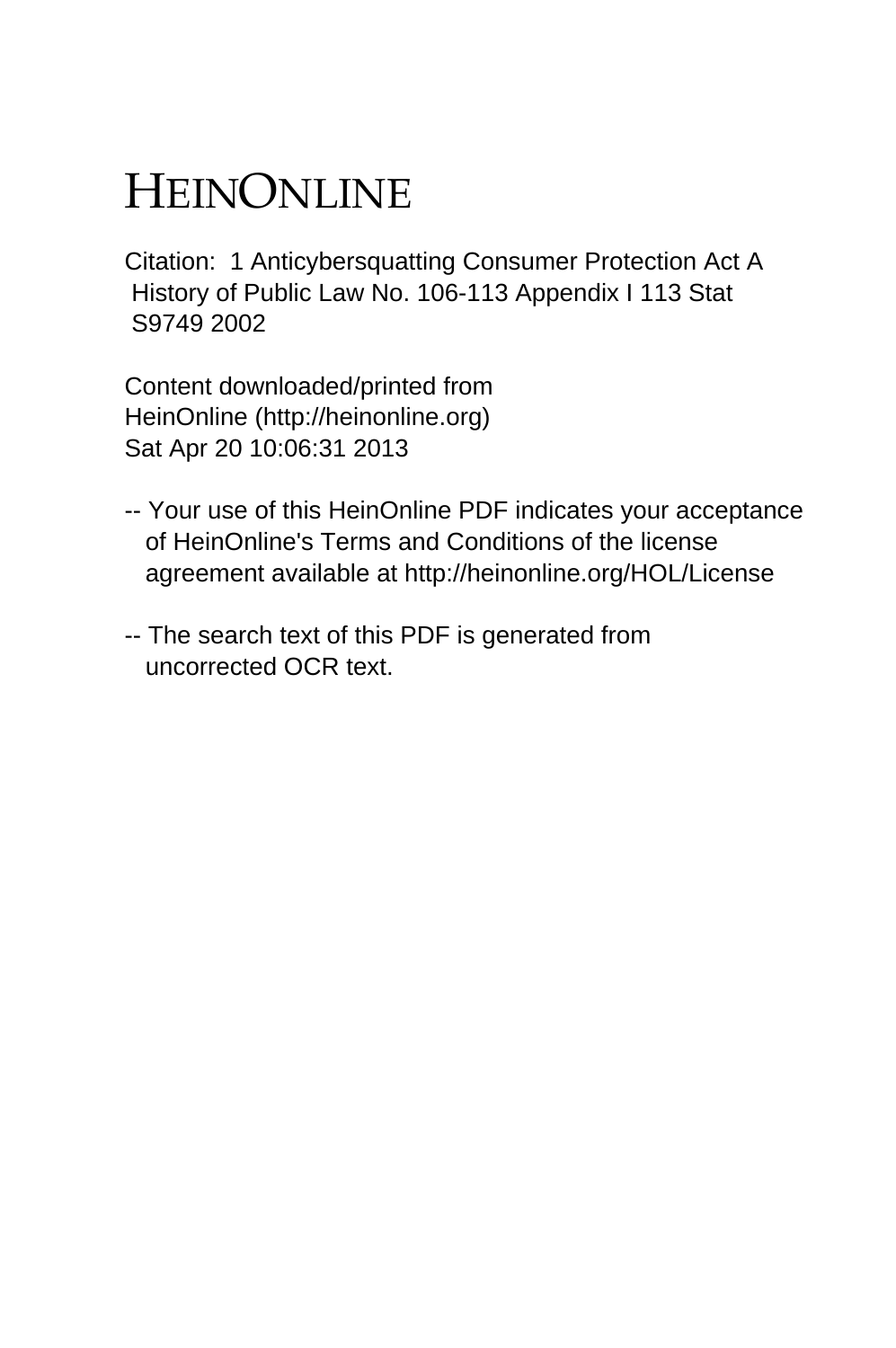# HEINONLINE

Citation: 1 Anticybersquatting Consumer Protection Act A History of Public Law No. 106-113 Appendix I 113 Stat S9749 2002

Content downloaded/printed from HeinOnline (http://heinonline.org) Sat Apr 20 10:06:31 2013

-- Your use of this HeinOnline PDF indicates your acceptance of HeinOnline's Terms and Conditions of the license agreement available at http://heinonline.org/HOL/License

-- The search text of this PDF is generated from uncorrected OCR text.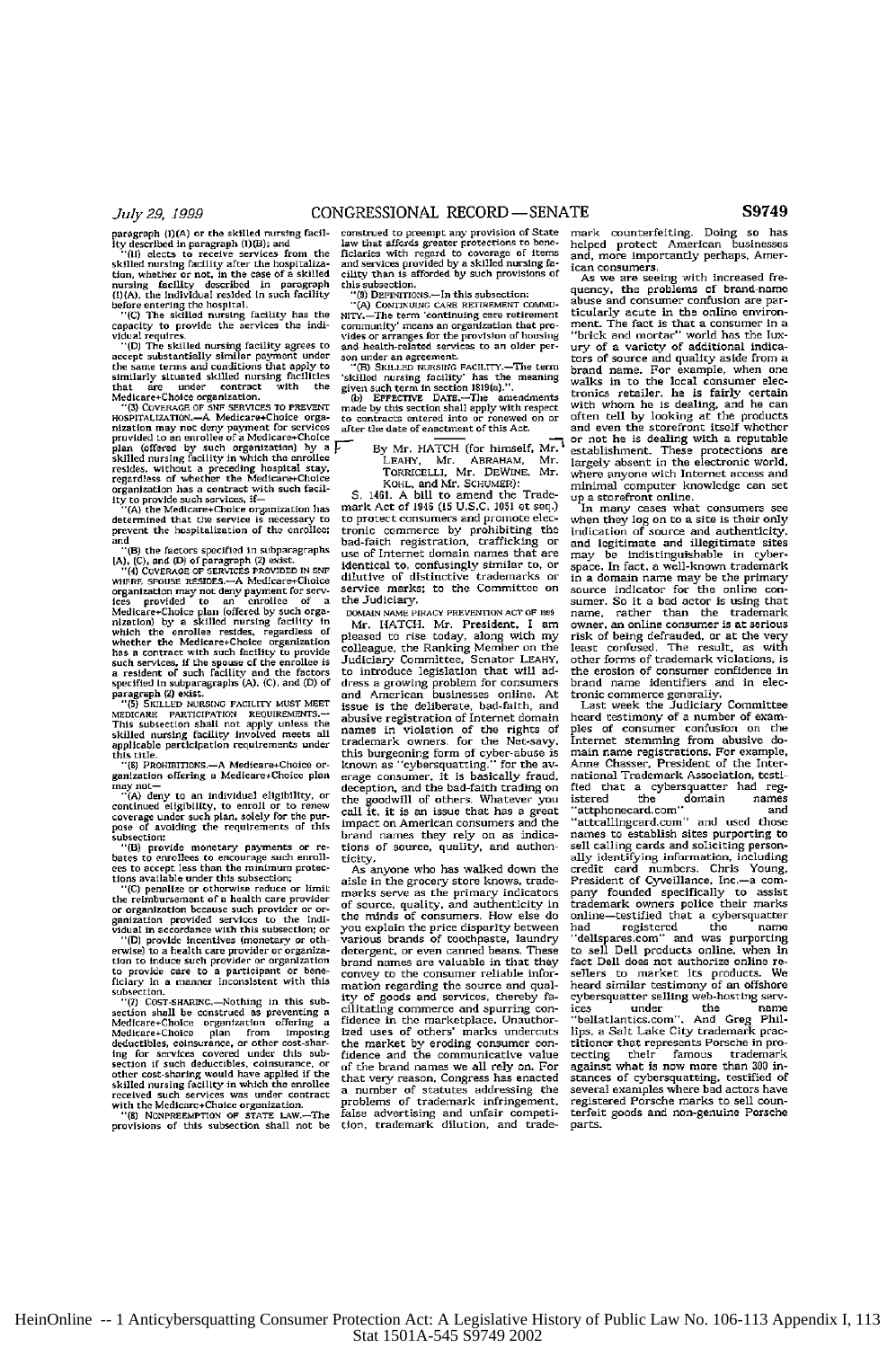paragraph (1)(A) or the skilled nursing facility described in paragraph (1)(B); and

"(ii) elects to receive services from the skilled nursing facility after the hospitalization, whether or not, in the case of a skilled nursing facility described in paragraph (1)(A), the individual resided in such facility before entering the hospital.

"(C) The skilled nursing facility has the capacity to provide the services the individual requires.

"(D) The skilled nursing facility agrees to accept substantially similar payment under the same terms and conditions that apply to similarly situated skilled nursing facilities that are under contract with the Medicare+Choice organization.

"(3) COVERAGE OF SNF SERVICES TO PREVENT HOSPITALIZATION.—A Medicare+Choice organization may not deny payment for services provided to an enrollee of a Medicare+Choice plan (offered by such organization) by a skilled nursing facility in which the enrollee resides, without a preceding hospital stay, regardless of whether the Medicare+Choice organization has a contract with such facility to provide such services, if—

"(A) the Medicare+Choice organization has determined that the service is necessary to prevent the hospitalization of the enrollee; and

"(B) the factors specified in subparagraphs (A), (C), and (D) of paragraph (2) exist.

"(4) COVERAGE OF SERVICES PROVIDED IN SNF WHERE SPOUSE RESIDES.—A Medicare+Choice organization may not deny payment for services provided to an enrollee of a Medicare+Choice plan (offered by such organization) by a skilled nursing facility in which the enrollee resides, regardless of whether the Medicare+Choice organization has a contract with such facility to provide such services, if the spouse of the enrollee is a resident of such facility and the factors specified in subparagraphs (A), (C), and (D) of paragraph (2) exist.

"(5) SKILLED NURSING FACILITY MUST MEET MEDICARE PARTICIPATION REQUIREMENTS.—This subsection shall not apply unless the skilled nursing facility involved meets all applicable participation requirements under this title.

"(6) PROHIBITIONS.—A Medicare+Choice organization offering a Medicare+Choice plan may not—

"(A) deny to an individual eligibility, or continued eligibility, to enroll or to renew coverage under such plan, solely for the purpose of avoiding the requirements of this subsection;

"(B) provide monetary payments or rebates to enrollees to encourage such enrollees to accept less than the minimum protections available under this subsection;

"(C) penalize or otherwise reduce or limit the reimbursement of a health care provider or organization because such provider or organization provided services to the individual in accordance with this subsection; or

"(D) provide incentives (monetary or otherwise) to a health care provider or organization to induce such provider or organization to provide care to a participant or beneficiary in a manner inconsistent with this subsection.

"(7) COST-SHARING.—Nothing in this subsection shall be construed as preventing a Medicare+Choice organization offering a Medicare+Choice plan from imposing deductibles, coinsurance, or other cost-sharing for services covered under this subsection if such deductibles, coinsurance, or other cost-sharing would have applied if the skilled nursing facility in which the enrollee received such services was under contract with the Medicare+Choice organization.

"(8) NONPREEMPTION OF STATE LAW.—The provisions of this subsection shall not be construed to preempt any provision of State law that affords greater protections to beneficiaries with regard to coverage of items and services provided by a skilled nursing facility than is afforded by such provisions of this subsection.

"(9) DEFINITIONS.—In this subsection:

"(A) CONTINUING CARE RETIREMENT COMMUNITY.—The term 'continuing care retirement community' means an organization that provides or arranges for the provision of housing and health-related services to an older person under an agreement.

"(B) SKILLED NURSING FACILITY.—The term 'skilled nursing facility' has the meaning given such term in section 1819(a).".

(b) EFFECTIVE DATE.—The amendments made by this section shall apply with respect to contracts entered into or renewed on or after the date of enactment of this Act.

---

By Mr. HATCH (for himself, Mr. LEAHY, Mr. ABRAHAM, Mr. TORRICELLI, Mr. DEWINE, Mr. KOHL, and Mr. SCHUMER):

S. 1461. A bill to amend the Trademark Act of 1946 (15 U.S.C. 1051 et seq.) to protect consumers and promote electronic commerce by prohibiting the bad-faith registration, trafficking or use of Internet domain names that are identical to, or confusingly similar to, or dilutive of distinctive trademarks or service marks; to the Committee on the Judiciary.

DOMAIN NAME PIRACY PREVENTION ACT OF 1999

Mr. HATCH. Mr. President, I am pleased to rise today, along with my colleague, the Ranking Member on the Judiciary Committee, Senator LEAHY, to introduce legislation that will address a growing problem for consumers and American businesses online. At issue is the deliberate, bad-faith, and abusive registration of Internet domain names in violation of the rights of trademark owners. For the Net-savy, this burgeoning form of cyber-abuse is known as "cybersquatting." For the average consumer, it is basically fraud, deception, and the bad-faith trading on the goodwill of others. Whatever you call it, it is an issue that has a great impact on American consumers and the brand names they rely on as indications of source, quality, and authenticity.

As anyone who has walked down the aisle in the grocery store knows, trademarks serve as the primary indicators of source, quality, and authenticity in the minds of consumers. How else do you explain the price disparity between various brands of toothpaste, laundry detergent, or even canned beans. These brand names are valuable in that they convey to the consumer reliable information regarding the source and quality of goods and services, thereby facilitating commerce and spurring confidence in the marketplace. Unauthorized uses of others' marks undercuts the market by eroding consumer confidence and the communicative value of the brand names we all rely on. For that very reason, Congress has enacted a number of statutes addressing the problems of trademark infringement, false advertising and unfair competition, trademark dilution, and trademark counterfeiting. Doing so has helped protect American businesses and, more importantly perhaps, American consumers.

As we are seeing with increased frequency, the problems of brand-name abuse and consumer confusion are particularly acute in the online environment. The fact is that a consumer in a "brick and mortar" world has the luxury of a variety of additional indicators of source and quality aside from a brand name. For example, when one walks in to the local consumer electronics retailer, he is fairly certain with whom he is dealing, and he can often tell by looking at the products and even the storefront itself whether or not he is dealing with a reputable establishment. These protections are largely absent in the electronic world, where anyone with Internet access and minimal computer knowledge can set up a storefront online.

In many cases what consumers see when they log on to a site is their only indication of source and authenticity, and legitimate and illegitimate sites may be indistinguishable in cyberspace. In fact, a well-known trademark in a domain name may be the primary source indicator for the online consumer. So if a bad actor is using that name, rather than the trademark owner, an online consumer is at serious risk of being defrauded, or at the very least confused. The result, as with other forms of trademark violations, is the erosion of consumer confidence in brand name identifiers and in electronic commerce generally.

Last week the Judiciary Committee heard testimony of a number of examples of consumer confusion on the Internet stemming from abusive domain name registrations. For example, Anne Chasser, President of the International Trademark Association, testified that a cybersquatter had registered the domain names "attphonecard.com" and "attcallingcard.com" and used those names to establish sites purporting to sell calling cards and soliciting personally identifying information, including credit card numbers. Chris Young, President of Cyveillance, Inc.—a company founded specifically to assist trademark owners police their marks online—testified that a cybersquatter had registered the name "dellspares.com" and was purporting to sell Dell products online, when in fact Dell does not authorize online resellers to market its products. We heard similar testimony of an offshore cybersquatter selling web-hosting services under the name "bellatlantics.com". And Greg Phillips, a Salt Lake City trademark practitioner that represents Porsche in protecting their famous trademark against what is now more than 300 instances of cybersquatting, testified of several examples where bad actors have registered Porsche marks to sell counterfeit goods and non-genuine Porsche parts.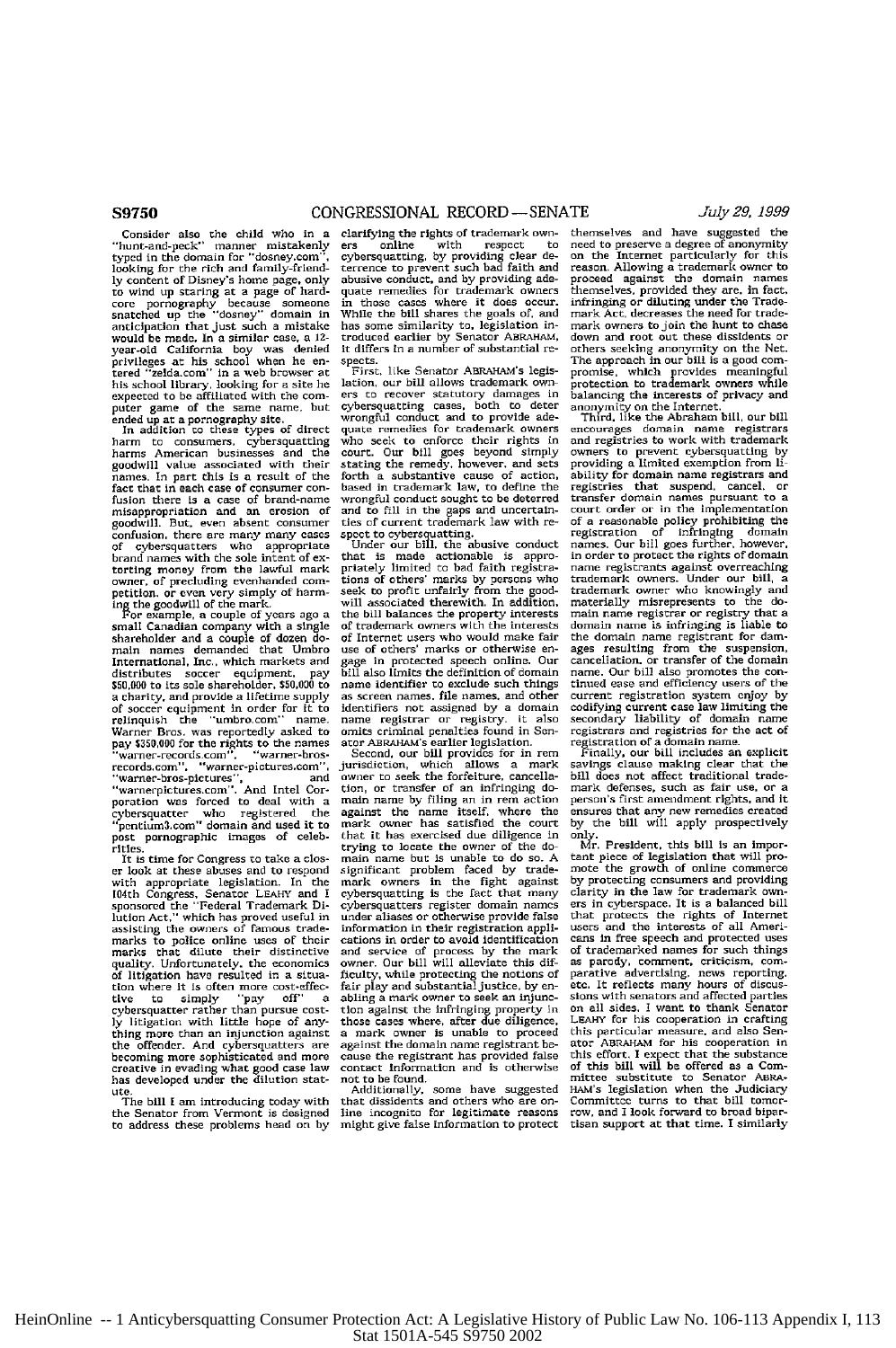Consider also the child who in a "hunt-and-peck" manner mistakenly typed in the domain for "dosney.com", looking for the rich and family-friendly content of Disney's home page, only to wind up staring at a page of hardcore pornography because someone snatched up the "dosney" domain in anticipation that just such a mistake would be made. In a similar case, a 12-year-old California boy was denied privileges at his school when he entered "zelda.com" in a web browser at his school library, looking for a site he expected to be affiliated with the computer game of the same name, but ended up at a pornography site.

In addition to these types of direct harm to consumers, cybersquatting harms American businesses and the goodwill value associated with their names. In part this is a result of the fact that in each case of consumer confusion there is a case of brand-name misappropriation and an erosion of goodwill. But, even absent consumer confusion, there are many many cases of cybersquatters who appropriate brand names with the sole intent of extorting money from the lawful mark owner, of precluding evenhanded competition, or even very simply of harming the goodwill of the mark.

For example, a couple of years ago a small Canadian company with a single shareholder and a couple of dozen domain names demanded that Umbro International, Inc., which markets and distributes soccer equipment, pay $50,000 to its sole shareholder, $50,000 to a charity, and provide a lifetime supply of soccer equipment in order for it to relinquish the "umbro.com" name. Warner Bros. was reportedly asked to pay $350,000 for the rights to the names "warner-records.com", "warner-bros-records.com", "warner-pictures.com", "warner-bros-pictures", and "warnerpictures.com". And Intel Corporation was forced to deal with a cybersquatter who registered the "pentium3.com" domain and used it to post pornographic images of celebrities.

It is time for Congress to take a closer look at these abuses and to respond with appropriate legislation. In the 104th Congress, Senator LEAHY and I sponsored the "Federal Trademark Dilution Act," which has proved useful in assisting the owners of famous trademarks to police online uses of their marks that dilute their distinctive quality. Unfortunately, the economics of litigation have resulted in a situation where it is often more cost-effective to simply "pay off" a cybersquatter rather than pursue costly litigation with little hope of anything more than an injunction against the offender. And cybersquatters are becoming more sophisticated and more creative in evading what good case law has developed under the dilution statute.

The bill I am introducing today with the Senator from Vermont is designed to address these problems head on by clarifying the rights of trademark owners online with respect to cybersquatting, by providing clear deterrence to prevent such bad faith and abusive conduct, and by providing adequate remedies for trademark owners in those cases where it does occur. While the bill shares the goals of, and has some similarity to, legislation introduced earlier by Senator ABRAHAM, it differs in a number of substantial respects.

First, like Senator ABRAHAM's legislation, our bill allows trademark owners to recover statutory damages in cybersquatting cases, both to deter wrongful conduct and to provide adequate remedies for trademark owners who seek to enforce their rights in court. Our bill goes beyond simply stating the remedy, however, and sets forth a substantive cause of action, based in trademark law, to define the wrongful conduct sought to be deterred and to fill in the gaps and uncertainties of current trademark law with respect to cybersquatting.

Under our bill, the abusive conduct that is made actionable is appropriately limited to bad faith registrations of others' marks by persons who seek to profit unfairly from the goodwill associated therewith. In addition, the bill balances the property interests of trademark owners with the interests of Internet users who would make fair use of others' marks or otherwise engage in protected speech online. Our bill also limits the definition of domain name identifier to exclude such things as screen names, file names, and other identifiers not assigned by a domain name registrar or registry. It also omits criminal penalties found in Senator ABRAHAM's earlier legislation.

Second, our bill provides for in rem jurisdiction, which allows a mark owner to seek the forfeiture, cancellation, or transfer of an infringing domain name by filing an in rem action against the name itself, where the mark owner has satisfied the court that it has exercised due diligence in trying to locate the owner of the domain name but is unable to do so. A significant problem faced by trademark owners in the fight against cybersquatting is the fact that many cybersquatters register domain names under aliases or otherwise provide false information in their registration applications in order to avoid identification and service of process by the mark owner. Our bill will alleviate this difficulty, while protecting the notions of fair play and substantial justice, by enabling a mark owner to seek an injunction against the infringing property in those cases where, after due diligence, a mark owner is unable to proceed against the domain name registrant because the registrant has provided false contact information and is otherwise not to be found.

Additionally, some have suggested that dissidents and others who are online incognito for legitimate reasons might give false information to protect themselves and have suggested the need to preserve a degree of anonymity on the Internet particularly for this reason. Allowing a trademark owner to proceed against the domain names themselves, provided they are, in fact, infringing or diluting under the Trademark Act, decreases the need for trademark owners to join the hunt to chase down and root out these dissidents or others seeking anonymity on the Net. The approach in our bill is a good compromise, which provides meaningful protection to trademark owners while balancing the interests of privacy and anonymity on the Internet.

Third, like the Abraham bill, our bill encourages domain name registrars and registries to work with trademark owners to prevent cybersquatting by providing a limited exemption from liability for domain name registrars and registries that suspend, cancel, or transfer domain names pursuant to a court order or in the implementation of a reasonable policy prohibiting the registration of infringing domain names. Our bill goes further, however, in order to protect the rights of domain name registrants against overreaching trademark owners. Under our bill, a trademark owner who knowingly and materially misrepresents to the domain name registrar or registry that a domain name is infringing is liable to the domain name registrant for damages resulting from the suspension, cancellation, or transfer of the domain name. Our bill also promotes the continued ease and efficiency users of the current registration system enjoy by codifying current case law limiting the secondary liability of domain name registrars and registries for the act of registration of a domain name.

Finally, our bill includes an explicit savings clause making clear that the bill does not affect traditional trademark defenses, such as fair use, or a person's first amendment rights, and it ensures that any new remedies created by the bill will apply prospectively only.

Mr. President, this bill is an important piece of legislation that will promote the growth of online commerce by protecting consumers and providing clarity in the law for trademark owners in cyberspace. It is a balanced bill that protects the rights of Internet users and the interests of all Americans in free speech and protected uses of trademarked names for such things as parody, comment, criticism, comparative advertising, news reporting, etc. It reflects many hours of discussions with senators and affected parties on all sides. I want to thank Senator LEAHY for his cooperation in crafting this particular measure, and also Senator ABRAHAM for his cooperation in this effort. I expect that the substance of this bill will be offered as a Committee substitute to Senator ABRAHAM's legislation when the Judiciary Committee turns to that bill tomorrow, and I look forward to broad bipartisan support at that time. I similarly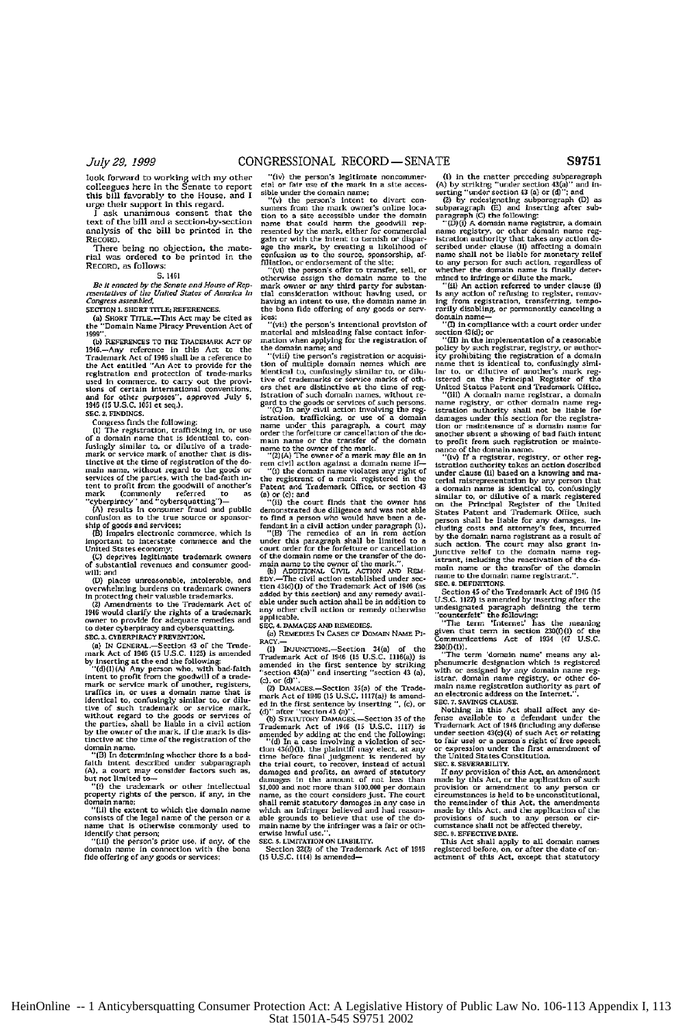look forward to working with my other colleagues here in the Senate to report this bill favorably to the House, and I urge their support in this regard.

I ask unanimous consent that the text of the bill and a section-by-section analysis of the bill be printed in the RECORD.

There being no objection, the material was ordered to be printed in the RECORD, as follows:

S. 1461

*Be it enacted by the Senate and House of Representatives of the United States of America in Congress assembled,*

**SECTION 1. SHORT TITLE; REFERENCES.**

(a) SHORT TITLE.—This Act may be cited as the "Domain Name Piracy Prevention Act of 1999".

(b) REFERENCES TO THE TRADEMARK ACT OF 1946.—Any reference in this Act to the Trademark Act of 1946 shall be a reference to the Act entitled "An Act to provide for the registration and protection of trade-marks used in commerce, to carry out the provisions of certain international conventions, and for other purposes", approved July 5, 1946 (15 U.S.C. 1051 et seq.).

**SEC. 2. FINDINGS.**

Congress finds the following:

(1) The registration, trafficking in, or use of a domain name that is identical to, confusingly similar to, or dilutive of a trademark or service mark of another that is distinctive at the time of registration of the domain name, without regard to the goods or services of the parties, with the bad-faith intent to profit from the goodwill of another's mark (commonly referred to as "cyberpiracy" and "cybersquatting")—

(A) results in consumer fraud and public confusion as to the true source or sponsorship of goods and services;

(B) impairs electronic commerce, which is important to interstate commerce and the United States economy;

(C) deprives legitimate trademark owners of substantial revenues and consumer goodwill; and

(D) places unreasonable, intolerable, and overwhelming burdens on trademark owners in protecting their valuable trademarks.

(2) Amendments to the Trademark Act of 1946 would clarify the rights of a trademark owner to provide for adequate remedies and to deter cyberpiracy and cybersquatting.

**SEC. 3. CYBERPIRACY PREVENTION.**

(a) IN GENERAL.—Section 43 of the Trademark Act of 1946 (15 U.S.C. 1125) is amended by inserting at the end the following:

"(d)(1)(A) Any person who, with bad-faith intent to profit from the goodwill of a trademark or service mark of another, registers, traffics in, or uses a domain name that is identical to, confusingly similar to, or dilutive of such trademark or service mark, without regard to the goods or services of the parties, shall be liable in a civil action by the owner of the mark, if the mark is distinctive at the time of the registration of the domain name.

"(B) In determining whether there is a bad-faith intent described under subparagraph (A), a court may consider factors such as, but not limited to—

"(i) the trademark or other intellectual property rights of the person, if any, in the domain name;

"(ii) the extent to which the domain name consists of the legal name of the person or a name that is otherwise commonly used to identify that person;

"(iii) the person's prior use, if any, of the domain name in connection with the bona fide offering of any goods or services;

"(iv) the person's legitimate noncommercial or fair use of the mark in a site accessible under the domain name;

"(v) the person's intent to divert consumers from the mark owner's online location to a site accessible under the domain name that could harm the goodwill represented by the mark, either for commercial gain or with the intent to tarnish or disparage the mark, by creating a likelihood of confusion as to the source, sponsorship, affiliation, or endorsement of the site;

"(vi) the person's offer to transfer, sell, or otherwise assign the domain name to the mark owner or any third party for substantial consideration without having used, or having an intent to use, the domain name in the bona fide offering of any goods or services;

"(vii) the person's intentional provision of material and misleading false contact information when applying for the registration of the domain name; and

"(viii) the person's registration or acquisition of multiple domain names which are identical to, confusingly similar to, or dilutive of trademarks or service marks of others that are distinctive at the time of registration of such domain names, without regard to the goods or services of such persons.

"(C) In any civil action involving the registration, trafficking, or use of a domain name under this paragraph, a court may order the forfeiture or cancellation of the domain name or the transfer of the domain name to the owner of the mark.

"(2)(A) The owner of a mark may file an in rem civil action against a domain name if—

"(i) the domain name violates any right of the registrant of a mark registered in the Patent and Trademark Office, or section 43 (a) or (c); and

"(ii) the court finds that the owner has demonstrated due diligence and was not able to find a person who would have been a defendant in a civil action under paragraph (1).

"(B) The remedies of an in rem action under this paragraph shall be limited to a court order for the forfeiture or cancellation of the domain name or the transfer of the domain name to the owner of the mark.".

(b) ADDITIONAL CIVIL ACTION AND REMEDY.—The civil action established under section 43(d)(1) of the Trademark Act of 1946 (as added by this section) and any remedy available under such action shall be in addition to any other civil action or remedy otherwise applicable.

**SEC. 4. DAMAGES AND REMEDIES.**

(a) REMEDIES IN CASES OF DOMAIN NAME PIRACY.—

(1) INJUNCTIONS.—Section 34(a) of the Trademark Act of 1946 (15 U.S.C. 1116(a)) is amended in the first sentence by striking "section 43(a)" and inserting "section 43 (a), (c), or (d)".

(2) DAMAGES.—Section 35(a) of the Trademark Act of 1946 (15 U.S.C. 1117(a)) is amended in the first sentence by inserting ", (c), or (d)" after "section 43 (a)".

(b) STATUTORY DAMAGES.—Section 35 of the Trademark Act of 1946 (15 U.S.C. 1117) is amended by adding at the end the following:

"(d) In a case involving a violation of section 43(d)(1), the plaintiff may elect, at any time before final judgment is rendered by the trial court, to recover, instead of actual damages and profits, an award of statutory damages in the amount of not less than $1,000 and not more than $100,000 per domain name, as the court considers just. The court shall remit statutory damages in any case in which an infringer believed and had reasonable grounds to believe that use of the domain name by the infringer was a fair or otherwise lawful use.".

**SEC. 5. LIMITATION ON LIABILITY.**

Section 32(2) of the Trademark Act of 1946 (15 U.S.C. 1114) is amended—

(1) in the matter preceding subparagraph (A) by striking "under section 43(a)" and inserting "under section 43 (a) or (d)"; and

(2) by redesignating subparagraph (D) as subparagraph (E) and inserting after subparagraph (C) the following:

"(D)(i) A domain name registrar, a domain name registry, or other domain name registration authority that takes any action described under clause (ii) affecting a domain name shall not be liable for monetary relief to any person for such action, regardless of whether the domain name is finally determined to infringe or dilute the mark.

"(ii) An action referred to under clause (i) is any action of refusing to register, removing from registration, transferring, temporarily disabling, or permanently canceling a domain name—

"(I) in compliance with a court order under section 43(d); or

"(II) in the implementation of a reasonable policy by such registrar, registry, or authority prohibiting the registration of a domain name that is identical to, confusingly similar to, or dilutive of another's mark registered on the Principal Register of the United States Patent and Trademark Office.

"(iii) A domain name registrar, a domain name registry, or other domain name registration authority shall not be liable for damages under this section for the registration or maintenance of a domain name for another absent a showing of bad faith intent to profit from such registration or maintenance of the domain name.

"(iv) If a registrar, registry, or other registration authority takes an action described under clause (ii) based on a knowing and material misrepresentation by any person that a domain name is identical to, confusingly similar to, or dilutive of a mark registered on the Principal Register of the United States Patent and Trademark Office, such person shall be liable for any damages, including costs and attorney's fees, incurred by the domain name registrant as a result of such action. The court may also grant injunctive relief to the domain name registrant, including the reactivation of the domain name or the transfer of the domain name to the domain name registrant.".

**SEC. 6. DEFINITIONS.**

Section 45 of the Trademark Act of 1946 (15 U.S.C. 1127) is amended by inserting after the undesignated paragraph defining the term "counterfeit" the following:

"The term 'Internet' has the meaning given that term in section 230(f)(1) of the Communications Act of 1934 (47 U.S.C. 230(f)(1)).

"The term 'domain name' means any alphanumeric designation which is registered with or assigned by any domain name registrar, domain name registry, or other domain name registration authority as part of an electronic address on the Internet.".

**SEC. 7. SAVINGS CLAUSE.**

Nothing in this Act shall affect any defense available to a defendant under the Trademark Act of 1946 (including any defense under section 43(c)(4) of such Act or relating to fair use) or a person's right of free speech or expression under the first amendment of the United States Constitution.

**SEC. 8. SEVERABILITY.**

If any provision of this Act, an amendment made by this Act, or the application of such provision or amendment to any person or circumstances is held to be unconstitutional, the remainder of this Act, the amendments made by this Act, and the application of the provisions of such to any person or circumstance shall not be affected thereby.

**SEC. 9. EFFECTIVE DATE.**

This Act shall apply to all domain names registered before, on, or after the date of enactment of this Act, except that statutory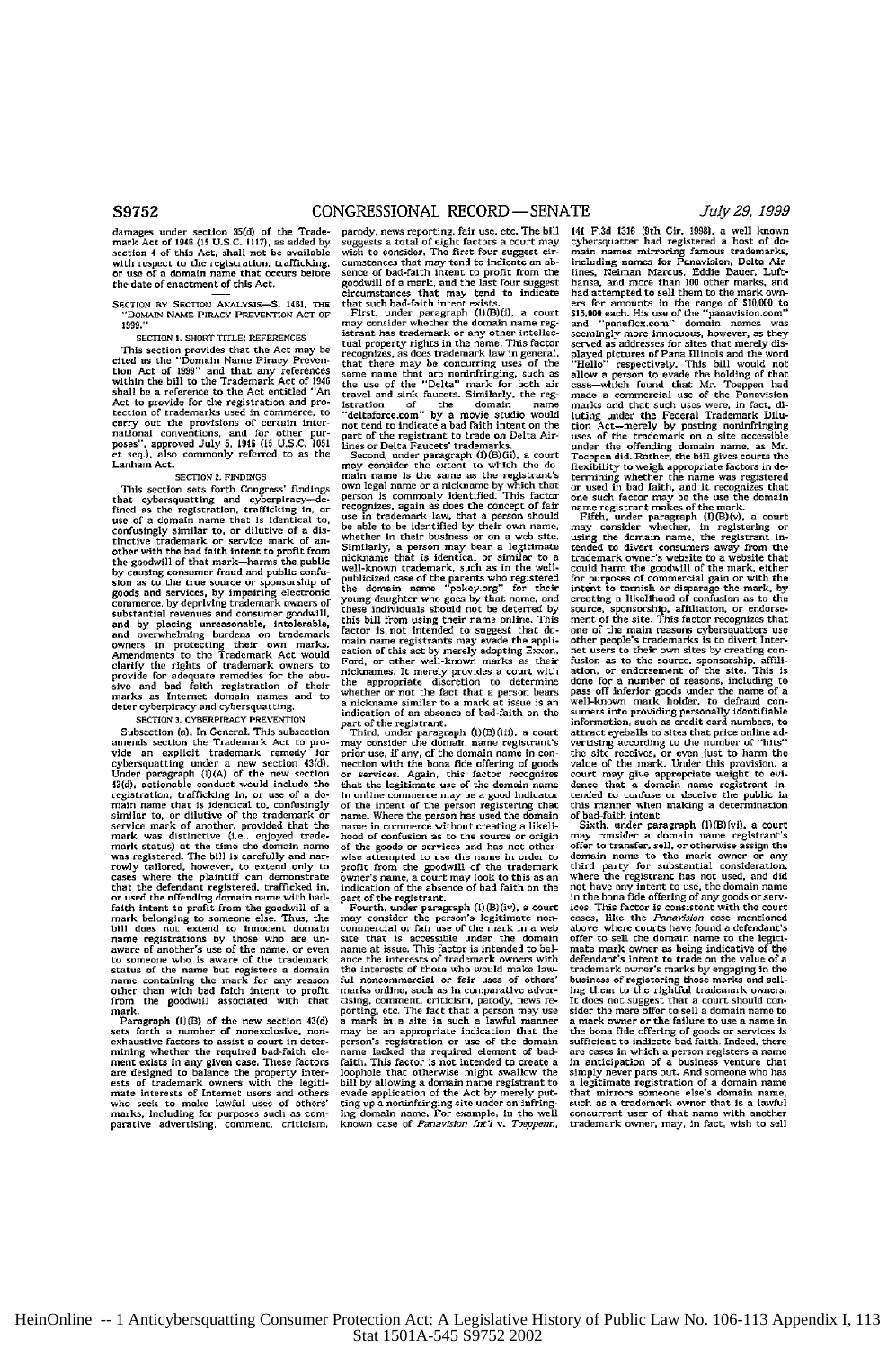damages under section 35(d) of the Trademark Act of 1946 (15 U.S.C. 1117), as added by section 4 of this Act, shall not be available with respect to the registration, trafficking, or use of a domain name that occurs before the date of enactment of this Act.

SECTION BY SECTION ANALYSIS—S. 1461, THE "DOMAIN NAME PIRACY PREVENTION ACT OF 1999."

SECTION 1. SHORT TITLE; REFERENCES

This section provides that the Act may be cited as the "Domain Name Piracy Prevention Act of 1999" and that any references within the bill to the Trademark Act of 1946 shall be a reference to the Act entitled "An Act to provide for the registration and protection of trademarks used in commerce, to carry out the provisions of certain international conventions, and for other purposes", approved July 5, 1946 (15 U.S.C. 1051 et seq.), also commonly referred to as the Lanham Act.

SECTION 2. FINDINGS

This section sets forth Congress' findings that cybersquatting and cyberpiracy—defined as the registration, trafficking in, or use of a domain name that is identical to, confusingly similar to, or dilutive of a distinctive trademark or service mark of another with the bad faith intent to profit from the goodwill of that mark—harms the public by causing consumer fraud and public confusion as to the true source or sponsorship of goods and services, by impairing electronic commerce, by depriving trademark owners of substantial revenues and consumer goodwill, and by placing unreasonable, intolerable, and overwhelming burdens on trademark owners in protecting their own marks. Amendments to the Trademark Act would clarify the rights of trademark owners to provide for adequate remedies for the abusive and bad faith registration of their marks as Internet domain names and to deter cyberpiracy and cybersquatting.

SECTION 3. CYBERPIRACY PREVENTION

Subsection (a). In General. This subsection amends section the Trademark Act to provide an explicit trademark remedy for cybersquatting under a new section 43(d). Under paragraph (1)(A) of the new section 43(d), actionable conduct would include the registration, trafficking in, or use of a domain name that is identical to, confusingly similar to, or dilutive of the trademark or service mark of another, provided that the mark was distinctive (i.e., enjoyed trademark status) at the time the domain name was registered. The bill is carefully and narrowly tailored, however, to extend only to cases where the plaintiff can demonstrate that the defendant registered, trafficked in, or used the offending domain name with bad-faith intent to profit from the goodwill of a mark belonging to someone else. Thus, the bill does not extend to innocent domain name registrations by those who are unaware of another's use of the name, or even to someone who is aware of the trademark status of the name but registers a domain name containing the mark for any reason other than with bad faith intent to profit from the goodwill associated with that mark.

Paragraph (1)(B) of the new section 43(d) sets forth a number of nonexclusive, nonexhaustive factors to assist a court in determining whether the required bad-faith element exists in any given case. These factors are designed to balance the property interests of trademark owners with the legitimate interests of Internet users and others who seek to make lawful uses of others' marks, including for purposes such as comparative advertising, comment, criticism, parody, news reporting, fair use, etc. The bill suggests a total of eight factors a court may wish to consider. The first four suggest circumstances that may tend to indicate an absence of bad-faith intent to profit from the goodwill of a mark, and the last four suggest circumstances that may tend to indicate that such bad-faith intent exists.

First, under paragraph (1)(B)(i), a court may consider whether the domain name registrant has trademark or any other intellectual property rights in the name. This factor recognizes, as does trademark law in general, that there may be concurring uses of the same name that are noninfringing, such as the use of the "Delta" mark for both air travel and sink faucets. Similarly, the registration of the domain name "deltaforce.com" by a movie studio would not tend to indicate a bad faith intent on the part of the registrant to trade on Delta Airlines or Delta Faucets' trademarks.

Second, under paragraph (1)(B)(ii), a court may consider the extent to which the domain name is the same as the registrant's own legal name or a nickname by which that person is commonly identified. This factor recognizes, again as does the concept of fair use in trademark law, that a person should be able to be identified by their own name, whether in their business or on a web site. Similarly, a person may bear a legitimate nickname that is identical or similar to a well-known trademark, such as in the well-publicized case of the parents who registered the domain name "pokey.org" for their young daughter who goes by that name, and these individuals should not be deterred by this bill from using their name online. This factor is not intended to suggest that domain name registrants may evade the application of this act by merely adopting Exxon, Ford, or other well-known marks as their nicknames. It merely provides a court with the appropriate discretion to determine whether or not the fact that a person bears a nickname similar to a mark at issue is an indication of an absence of bad-faith on the part of the registrant.

Third, under paragraph (1)(B)(iii), a court may consider the domain name registrant's prior use, if any, of the domain name in connection with the bona fide offering of goods or services. Again, this factor recognizes that the legitimate use of the domain name in online commerce may be a good indicator of the intent of the person registering that name. Where the person has used the domain name in commerce without creating a likelihood of confusion as to the source or origin of the goods or services and has not otherwise attempted to use the name in order to profit from the goodwill of the trademark owner's name, a court may look to this as an indication of the absence of bad faith on the part of the registrant.

Fourth, under paragraph (1)(B)(iv), a court may consider the person's legitimate noncommercial or fair use of the mark in a web site that is accessible under the domain name at issue. This factor is intended to balance the interests of trademark owners with the interests of those who would make lawful noncommercial or fair uses of others' marks online, such as in comparative advertising, comment, criticism, parody, news reporting, etc. The fact that a person may use a mark in a site in such a lawful manner may be an appropriate indication that the person's registration or use of the domain name lacked the required element of bad-faith. This factor is not intended to create a loophole that otherwise might swallow the bill by allowing a domain name registrant to evade application of the Act by merely putting up a noninfringing site under an infringing domain name. For example, in the well known case of *Panavision Int'l* v. *Toeppen*, 141 F.3d 1316 (9th Cir. 1998), a well known cybersquatter had registered a host of domain names mirroring famous trademarks, including names for Panavision, Delta Airlines, Neiman Marcus, Eddie Bauer, Lufthansa, and more than 100 other marks, and had attempted to sell them to the mark owners for amounts in the range of $10,000 to $15,000 each. His use of the "panavision.com" and "panaflex.com" domain names was seemingly more innocuous, however, as they served as addresses for sites that merely displayed pictures of Pana Illinois and the word "Hello" respectively. This bill would not allow a person to evade the holding of that case—which found that Mr. Toeppen had made a commercial use of the Panavision marks and that such uses were, in fact, diluting under the Federal Trademark Dilution Act—merely by posting noninfringing uses of the trademark on a site accessible under the offending domain name, as Mr. Toeppen did. Rather, the bill gives courts the flexibility to weigh appropriate factors in determining whether the name was registered or used in bad faith, and it recognizes that one such factor may be the use the domain name registrant makes of the mark.

Fifth, under paragraph (1)(B)(v), a court may consider whether, in registering or using the domain name, the registrant intended to divert consumers away from the trademark owner's website to a website that could harm the goodwill of the mark, either for purposes of commercial gain or with the intent to tarnish or disparage the mark, by creating a likelihood of confusion as to the source, sponsorship, affiliation, or endorsement of the site. This factor recognizes that one of the main reasons cybersquatters use other people's trademarks is to divert Internet users to their own sites by creating confusion as to the source, sponsorship, affiliation, or endorsement of the site. This is done for a number of reasons, including to pass off inferior goods under the name of a well-known mark holder, to defraud consumers into providing personally identifiable information, such as credit card numbers, to attract eyeballs to sites that price online advertising according to the number of "hits" the site receives, or even just to harm the value of the mark. Under this provision, a court may give appropriate weight to evidence that a domain name registrant intended to confuse or deceive the public in this manner when making a determination of bad-faith intent.

Sixth, under paragraph (1)(B)(vi), a court may consider a domain name registrant's offer to transfer, sell, or otherwise assign the domain name to the mark owner or any third party for substantial consideration, where the registrant has not used, and did not have any intent to use, the domain name in the bona fide offering of any goods or services. This factor is consistent with the court cases, like the *Panavision* case mentioned above, where courts have found a defendant's offer to sell the domain name to the legitimate mark owner as being indicative of the defendant's intent to trade on the value of a trademark owner's marks by engaging in the business of registering those marks and selling them to the rightful trademark owners. It does not suggest that a court should consider the mere offer to sell a domain name to a mark owner or the failure to use a name in the bona fide offering of goods or services is sufficient to indicate bad faith. Indeed, there are cases in which a person registers a name in anticipation of a business venture that simply never pans out. And someone who has a legitimate registration of a domain name that mirrors someone else's domain name, such as a trademark owner that is a lawful concurrent user of that name with another trademark owner, may, in fact, wish to sell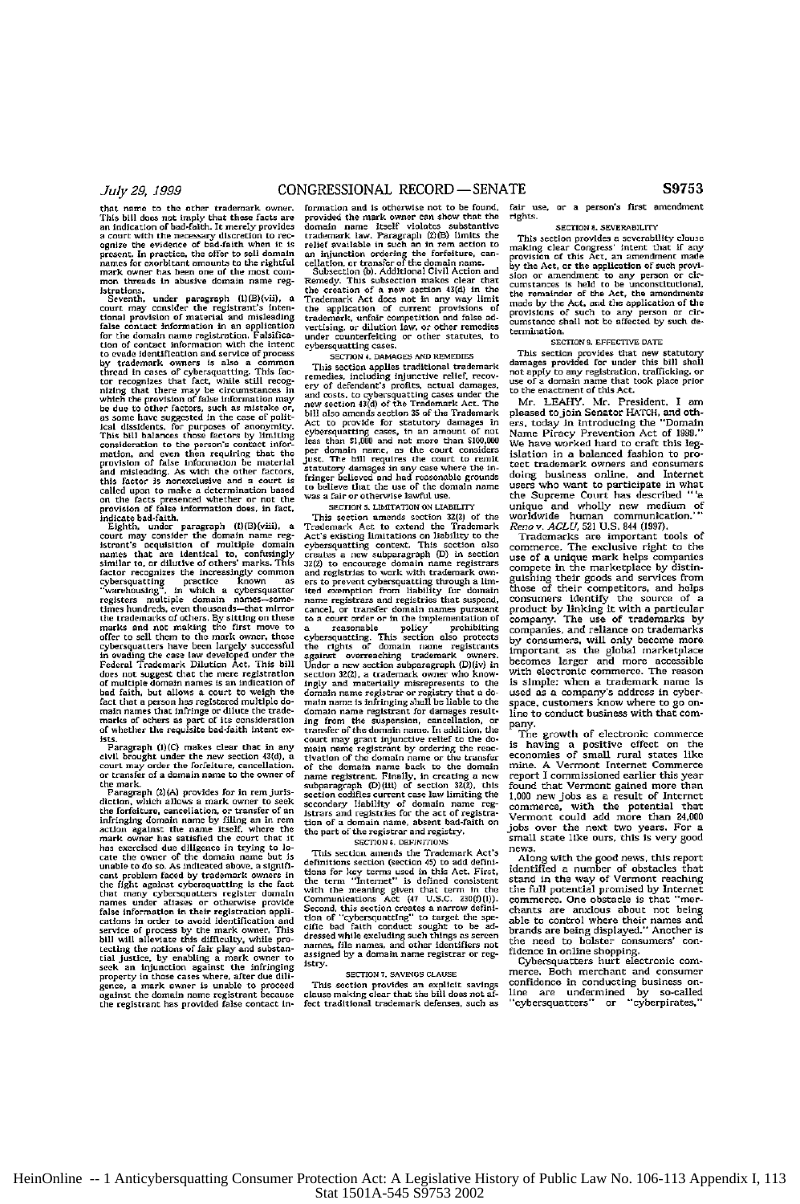that name to the other trademark owner. This bill does not imply that these facts are an indication of bad-faith. It merely provides a court with the necessary discretion to recognize the evidence of bad-faith when it is present. In practice, the offer to sell domain names for exorbitant amounts to the rightful mark owner has been one of the most common threads in abusive domain name registrations.

Seventh, under paragraph (1)(B)(vii), a court may consider the registrant's intentional provision of material and misleading false contact information in an application for the domain name registration. Falsification of contact information with the intent to evade identification and service of process by trademark owners is also a common thread in cases of cybersquatting. This factor recognizes that fact, while still recognizing that there may be circumstances in which the provision of false information may be due to other factors, such as mistake or, as some have suggested in the case of political dissidents, for purposes of anonymity. This bill balances those factors by limiting consideration to the person's contact information, and even then requiring that the provision of false information be material and misleading. As with the other factors, this factor is nonexclusive and a court is called upon to make a determination based on the facts presented whether or not the provision of false information does, in fact, indicate bad-faith.

Eighth, under paragraph (1)(B)(viii), a court may consider the domain name registrant's acquisition of multiple domain names that are identical to, confusingly similar to, or dilutive of others' marks. This factor recognizes the increasingly common cybersquatting practice known as "warehousing", in which a cybersquatter registers multiple domain names—sometimes hundreds, even thousands—that mirror the trademarks of others. By sitting on these marks and not making the first move to offer to sell them to the mark owner, these cybersquatters have been largely successful in evading the case law developed under the Federal Trademark Dilution Act. This bill does not suggest that the mere registration of multiple domain names is an indication of bad faith, but allows a court to weigh the fact that a person has registered multiple domain names that infringe or dilute the trademarks of others as part of its consideration of whether the requisite bad-faith intent exists.

Paragraph (1)(C) makes clear that in any civil brought under the new section 43(d), a court may order the forfeiture, cancellation, or transfer of a domain name to the owner of the mark.

Paragraph (2)(A) provides for in rem jurisdiction, which allows a mark owner to seek the forfeiture, cancellation, or transfer of an infringing domain name by filing an in rem action against the name itself, where the mark owner has satisfied the court that it has exercised due diligence in trying to locate the owner of the domain name but is unable to do so. As indicated above, a significant problem faced by trademark owners in the fight against cybersquatting is the fact that many cybersquatters register domain names under aliases or otherwise provide false information in their registration applications in order to avoid identification and service of process by the mark owner. This bill will alleviate this difficulty, while protecting the notions of fair play and substantial justice, by enabling a mark owner to seek an injunction against the infringing property in those cases where, after due diligence, a mark owner is unable to proceed against the domain name registrant because the registrant has provided false contact information and is otherwise not to be found, provided the mark owner can show that the domain name itself violates substantive trademark law. Paragraph (2)(B) limits the relief available in such an in rem action to an injunction ordering the forfeiture, cancellation, or transfer of the domain name.

Subsection (b). Additional Civil Action and Remedy. This subsection makes clear that the creation of a new section 43(d) in the Trademark Act does not in any way limit the application of current provisions of trademark, unfair competition and false advertising, or dilution law, or other remedies under counterfeiting or other statutes, to cybersquatting cases.

### SECTION 4. DAMAGES AND REMEDIES

This section applies traditional trademark remedies, including injunctive relief, recovery of defendant's profits, actual damages, and costs, to cybersquatting cases under the new section 43(d) of the Trademark Act. The bill also amends section 35 of the Trademark Act to provide for statutory damages in cybersquatting cases, in an amount of not less than $1,000 and not more than $100,000 per domain name, as the court considers just. The bill requires the court to remit statutory damages in any case where the infringer believed and had reasonable grounds to believe that the use of the domain name was a fair or otherwise lawful use.

### SECTION 5. LIMITATION ON LIABILITY

This section amends section 32(2) of the Trademark Act to extend the Trademark Act's existing limitations on liability to the cybersquatting context. This section also creates a new subparagraph (D) in section 32(2) to encourage domain name registrars and registries to work with trademark owners to prevent cybersquatting through a limited exemption from liability for domain name registrars and registries that suspend, cancel, or transfer domain names pursuant to a court order or in the implementation of a reasonable policy prohibiting cybersquatting. This section also protects the rights of domain name registrants against overreaching trademark owners. Under a new section subparagraph (D)(iv) in section 32(2), a trademark owner who knowingly and materially misrepresents to the domain name registrar or registry that a domain name is infringing shall be liable to the domain name registrant for damages resulting from the suspension, cancellation, or transfer of the domain name. In addition, the court may grant injunctive relief to the domain name registrant by ordering the reactivation of the domain name or the transfer of the domain name back to the domain name registrant. Finally, in creating a new subparagraph (D)(iii) of section 32(2), this section codifies current case law limiting the secondary liability of domain name registrars and registries for the act of registration of a domain name, absent bad-faith on the part of the registrar and registry.

### SECTION 6. DEFINITIONS

This section amends the Trademark Act's definitions section (section 45) to add definitions for key terms used in this Act. First, the term "Internet" is defined consistent with the meaning given that term in the Communications Act (47 U.S.C. 230(f)(1)). Second, this section creates a narrow definition of "cybersquatting" to target the specific bad faith conduct sought to be addressed while excluding such things as screen names, file names, and other identifiers not assigned by a domain name registrar or registry.

### SECTION 7. SAVINGS CLAUSE

This section provides an explicit savings clause making clear that the bill does not affect traditional trademark defenses, such as fair use, or a person's first amendment rights.

### SECTION 8. SEVERABILITY

This section provides a severability clause making clear Congress' intent that if any provision of this Act, an amendment made by the Act, or the application of such provision or amendment to any person or circumstances is held to be unconstitutional, the remainder of the Act, the amendments made by the Act, and the application of the provisions of such to any person or circumstance shall not be affected by such determination.

### SECTION 9. EFFECTIVE DATE

This section provides that new statutory damages provided for under this bill shall not apply to any registration, trafficking, or use of a domain name that took place prior to the enactment of this Act.

Mr. LEAHY. Mr. President, I am pleased to join Senator HATCH, and others, today in introducing the "Domain Name Piracy Prevention Act of 1999." We have worked hard to craft this legislation in a balanced fashion to protect trademark owners and consumers doing business online, and Internet users who want to participate in what the Supreme Court has described "'a unique and wholly new medium of worldwide human communication.'" *Reno v. ACLU*, 521 U.S. 844 (1997).

Trademarks are important tools of commerce. The exclusive right to the use of a unique mark helps companies compete in the marketplace by distinguishing their goods and services from those of their competitors, and helps consumers identify the source of a product by linking it with a particular company. The use of trademarks by companies, and reliance on trademarks by consumers, will only become more important as the global marketplace becomes larger and more accessible with electronic commerce. The reason is simple: when a trademark name is used as a company's address in cyberspace, customers know where to go online to conduct business with that company.

The growth of electronic commerce is having a positive effect on the economies of small rural states like mine. A Vermont Internet Commerce report I commissioned earlier this year found that Vermont gained more than 1,000 new jobs as a result of Internet commerce, with the potential that Vermont could add more than 24,000 jobs over the next two years. For a small state like ours, this is very good news.

Along with the good news, this report identified a number of obstacles that stand in the way of Vermont reaching the full potential promised by Internet commerce. One obstacle is that "merchants are anxious about not being able to control where their names and brands are being displayed." Another is the need to bolster consumers' confidence in online shopping.

Cybersquatters hurt electronic commerce. Both merchant and consumer confidence in conducting business online are undermined by so-called "cybersquatters" or "cyberpirates,"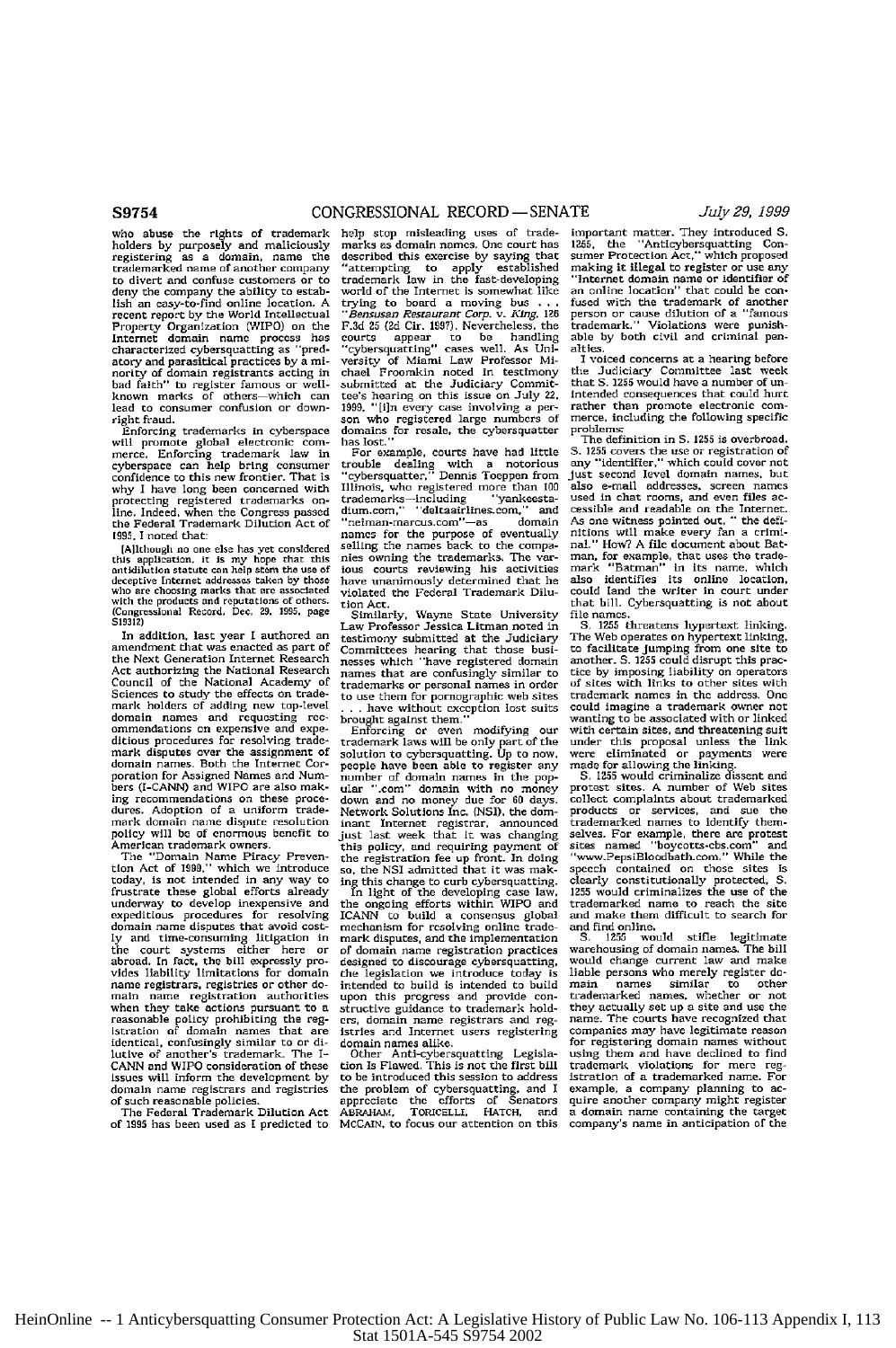who abuse the rights of trademark holders by purposely and maliciously registering as a domain, name the trademarked name of another company to divert and confuse customers or to deny the company the ability to establish an easy-to-find online location. A recent report by the World Intellectual Property Organization (WIPO) on the Internet domain name process has characterized cybersquatting as "predatory and parasitical practices by a minority of domain registrants acting in bad faith" to register famous or well-known marks of others—which can lead to consumer confusion or downright fraud.

Enforcing trademarks in cyberspace will promote global electronic commerce. Enforcing trademark law in cyberspace can help bring consumer confidence to this new frontier. That is why I have long been concerned with protecting registered trademarks online. Indeed, when the Congress passed the Federal Trademark Dilution Act of 1995, I noted that:

> [A]lthough no one else has yet considered this application, it is my hope that this antidilution statute can help stem the use of deceptive Internet addresses taken by those who are choosing marks that are associated with the products and reputations of others. (Congressional Record, Dec. 29, 1995, page S19312)

In addition, last year I authored an amendment that was enacted as part of the Next Generation Internet Research Act authorizing the National Research Council of the National Academy of Sciences to study the effects on trademark holders of adding new top-level domain names and requesting recommendations on expensive and expeditious procedures for resolving trademark disputes over the assignment of domain names. Both the Internet Corporation for Assigned Names and Numbers (I-CANN) and WIPO are also making recommendations on these procedures. Adoption of a uniform trademark domain name dispute resolution policy will be of enormous benefit to American trademark owners.

The "Domain Name Piracy Prevention Act of 1999," which we introduce today, is not intended in any way to frustrate these global efforts already underway to develop inexpensive and expeditious procedures for resolving domain name disputes that avoid costly and time-consuming litigation in the court systems either here or abroad. In fact, the bill expressly provides liability limitations for domain name registrars, registries or other domain name registration authorities when they take actions pursuant to a reasonable policy prohibiting the registration of domain names that are identical, confusingly similar to or dilutive of another's trademark. The I-CANN and WIPO consideration of these issues will inform the development by domain name registrars and registries of such reasonable policies.

The Federal Trademark Dilution Act of 1995 has been used as I predicted to help stop misleading uses of trademarks as domain names. One court has described this exercise by saying that "attempting to apply established trademark law in the fast-developing world of the Internet is somewhat like trying to board a moving bus . . ." *Bensusan Restaurant Corp. v. King*, 126 F.3d 25 (2d Cir. 1997). Nevertheless, the courts appear to be handling "cybersquatting" cases well. As University of Miami Law Professor Michael Froomkin noted in testimony submitted at the Judiciary Committee's hearing on this issue on July 22, 1999, "[i]n every case involving a person who registered large numbers of domains for resale, the cybersquatter has lost."

For example, courts have had little trouble dealing with a notorious "cybersquatter," Dennis Toeppen from Illinois, who registered more than 100 trademarks—including "yankeestadium.com," "deltaairlines.com," and "neiman-marcus.com"—as domain names for the purpose of eventually selling the names back to the companies owning the trademarks. The various courts reviewing his activities have unanimously determined that he violated the Federal Trademark Dilution Act.

Similarly, Wayne State University Law Professor Jessica Litman noted in testimony submitted at the Judiciary Committees hearing that those businesses which "have registered domain names that are confusingly similar to trademarks or personal names in order to use them for pornographic web sites . . . have without exception lost suits brought against them."

Enforcing or even modifying our trademark laws will be only part of the solution to cybersquatting. Up to now, people have been able to register any number of domain names in the popular ".com" domain with no money down and no money due for 60 days. Network Solutions Inc. (NSI), the dominant Internet registrar, announced just last week that it was changing this policy, and requiring payment of the registration fee up front. In doing so, the NSI admitted that it was making this change to curb cybersquatting.

In light of the developing case law, the ongoing efforts within WIPO and ICANN to build a consensus global mechanism for resolving online trademark disputes, and the implementation of domain name registration practices designed to discourage cybersquatting, the legislation we introduce today is intended to build is intended to build upon this progress and provide constructive guidance to trademark holders, domain name registrars and registries and Internet users registering domain names alike.

Other Anti-cybersquatting Legislation Is Flawed. This is not the first bill to be introduced this session to address the problem of cybersquatting, and I appreciate the efforts of Senators ABRAHAM, TORICELLI, HATCH, and MCCAIN, to focus our attention on this important matter. They introduced S. 1255, the "Anticybersquatting Consumer Protection Act," which proposed making it illegal to register or use any "Internet domain name or identifier of an online location" that could be confused with the trademark of another person or cause dilution of a "famous trademark." Violations were punishable by both civil and criminal penalties.

I voiced concerns at a hearing before the Judiciary Committee last week that S. 1255 would have a number of unintended consequences that could hurt rather than promote electronic commerce, including the following specific problems:

The definition in S. 1255 is overbroad. S. 1255 covers the use or registration of any "identifier," which could cover not just second level domain names, but also e-mail addresses, screen names used in chat rooms, and even files accessible and readable on the Internet. As one witness pointed out, " the definitions will make every fan a criminal." How? A file document about Batman, for example, that uses the trademark "Batman" in its name, which also identifies its online location, could land the writer in court under that bill. Cybersquatting is not about file names.

S. 1255 threatens hypertext linking. The Web operates on hypertext linking, to facilitate jumping from one site to another. S. 1255 could disrupt this practice by imposing liability on operators of sites with links to other sites with trademark names in the address. One could imagine a trademark owner not wanting to be associated with or linked with certain sites, and threatening suit under this proposal unless the link were eliminated or payments were made for allowing the linking.

S. 1255 would criminalize dissent and protest sites. A number of Web sites collect complaints about trademarked products or services, and use the trademarked names to identify themselves. For example, there are protest sites named "boycotts-cbs.com" and "www.PepsiBloodbath.com." While the speech contained on those sites is clearly constitutionally protected, S. 1255 would criminalizes the use of the trademarked name to reach the site and make them difficult to search for and find online.

S. 1255 would stifle legitimate warehousing of domain names. The bill would change current law and make liable persons who merely register domain names similar to other trademarked names, whether or not they actually set up a site and use the name. The courts have recognized that companies may have legitimate reason for registering domain names without using them and have declined to find trademark violations for mere registration of a trademarked name. For example, a company planning to acquire another company might register a domain name containing the target company's name in anticipation of the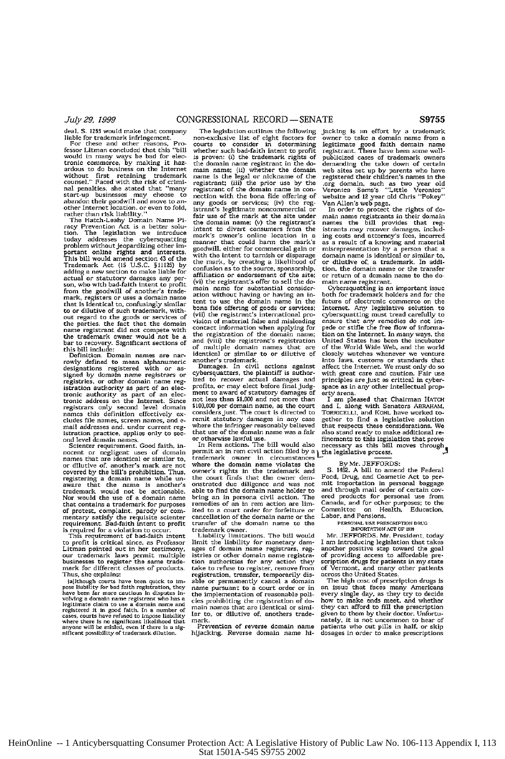deal. S. 1255 would make that company liable for trademark infringement.

For these and other reasons, Professor Litman concluded that this "bill would in many ways be bad for electronic commerce, by making it hazardous to do business on the Internet without first retaining trademark counsel." Faced with the risk of criminal penalties, she stated that "many start-up businesses may choose to abandon their goodwill and move to another Internet location, or even to fold, rather than risk liability."

The Hatch-Leahy Domain Name Piracy Prevention Act is a better solution. The legislation we introduce today addresses the cybersquatting problem without jeopardizing other important online rights and interests. This bill would amend section 43 of the Trademark Act (15 U.S.C. §1125) by adding a new section to make liable for actual or statutory damages any person, who with bad-faith intent to profit from the goodwill of another's trademark, registers or uses a domain name that is identical to, confusingly similar to or dilutive of such trademark, without regard to the goods or services of the parties. the fact that the domain name registrant did not compete with the trademark owner would not be a bar to recovery. Significant sections of this bill include:

Definition. Domain names are narrowly defined to mean alphanumeric designations registered with or assigned by domain name registrars or registries, or other domain name registration authority as part of an electronic authority as part of an electronic address on the Internet. Since registrars only second level domain names this definition effectively excludes file names, screen names, and e-mail addresses and, under current registration practice, applies only to second level domain names.

Scienter requirement. Good faith, innocent or negligent uses of domain names that are identical or similar to, or dilutive of, another's mark are not covered by the bill's prohibition. Thus, registering a domain name while unaware that the name is another's trademark would not be actionable. Nor would the use of a domain name that contains a trademark for purposes of protest, complaint, parody or commentary satisfy the requisite scienter requirement. Bad-faith intent to profit is required for a violation to occur.

This requirement of bad-faith intent to profit is critical since, as Professor Litman pointed out in her testimony, our trademark laws permit multiple businesses to register the same trademark for different classes of products. Thus, she explains:

[a]lthough courts have been quick to impose liability for bad faith registration, they have been far more cautious in disputes involving a domain name registrant who has a legitimate claim to use a domain name and registered it in good faith. In a number of cases, courts have refused to impose liability where there is no significant likelihood that anyone will be misled, even if there is a significant possibility of trademark dilution.

The legislation outlines the following non-exclusive list of eight factors for courts to consider in determining whether such bad-faith intent to profit is proven: (i) the trademark rights of the domain name registrant in the domain name; (ii) whether the domain name is the legal or nickname of the registrant; (iii) the prior use by the registrant of the domain name in connection with the bona fide offering of any goods or services; (iv) the registrant's legitimate noncommercial or fair use of the mark at the site under the domain name; (v) the registrant's intent to divert consumers from the mark's owner's online location in a manner that could harm the mark's goodwill, either for commercial gain or with the intent to tarnish or disparage the mark, by creating a likelihood of confusion as to the source, sponsorship, affiliation or endorsement of the site; (vi) the registrant's offer to sell the domain name for substantial consideration without having or having an intent to use the domain name in the bona fide offering of goods or services; (vii) the registrant's international provision of material false and misleading contact information when applying for the registration of the domain name; and (viii) the registrant's registration of multiple domain names that are identical or similar to or dilutive of another's trademark.

Damages. In civil actions against cybersquatters, the plaintiff is authorized to recover actual damages and profits, or may elect before final judgment to award of statutory damages of not less than $1,000 and not more than $100,000 per domain name, as the court considers just. The court is directed to remit statutory damages in any case where the infringer reasonably believed that use of the domain name was a fair or otherwise lawful use.

In Rem actions. The bill would also permit an in rem civil action filed by a trademark owner in circumstances where the domain name violates the owner's rights in the trademark and the court finds that the owner demonstrated due diligence and was not able to find the domain name holder to bring an in persona civil action. The remedies of an in rem action are limited to a court order for forfeiture or cancellation of the domain name or the transfer of the domain name to the trademark owner.

Liability limitations. The bill would limit the liability for monetary damages of domain name registrars, registries or other domain name registration authorities for any action they take to refuse to register, remove from registration, transfer, temporarily disable or permanently cancel a domain name pursuant to a court order or in the implementation of reasonable policies prohibiting the registration of domain names that are identical or similar to, or dilutive of, anothers trademark.

Prevention of reverse domain name hijacking. Reverse domain name hijacking is an effort by a trademark owner to take a domain name from a legitimate good faith domain name registrant. There have been some well-publicized cases of trademark owners demanding the take down of certain web sites set up by parents who have registered their children's names in the .org domain, such as two year old Veronica Sams's "Little Veronica" website and 12 year old Chris "Pokey" Van Allen's web page.

In order to protect the rights of domain name registrants in their domain names the bill provides that registrants may recover damages, including costs and attorney's fees, incurred as a result of a knowing and material misrepresentation by a person that a domain name is identical or similar to, or dilutive of, a trademark. In addition, the domain name or the transfer or return of a domain name to the domain name registrant.

Cybersquatting is an important issue both for trademark holders and for the future of electronic commerce on the Internet. Any legislative solution to cybersquatting must tread carefully to ensure that any remedies do not impede or stifle the free flow of information on the Internet. In many ways, the United States has been the incubator of the World Wide Web, and the world closely watches whenever we venture into laws, customs or standards that affect the Internet. We must only do so with great care and caution. Fair use principles are just as critical in cyberspace as in any other intellectual property arena.

I am pleased that Chairman HATCH and I, along with Senators ABRAHAM, TORRICELLI, and KOHL have worked together to find a legislative solution that respects these considerations. We also stand ready to make additional refinements to this legislation that prove necessary as this bill moves through the legislative process.

---

By Mr. JEFFORDS:

S. 1462. A bill to amend the Federal Food, Drug, and Cosmetic Act to permit importation in personal baggage and through mail order of certain covered products for personal use from Canada, and for other purposes; to the Committee on Health, Education, Labor, and Pensions.

PERSONAL USE PRESCRIPTION DRUG IMPORTATION ACT OF 1999

Mr. JEFFORDS. Mr. President, today I am introducing legislation that takes another positive step toward the goal of providing access to affordable prescription drugs for patients in my state of Vermont, and many other patients across the United States.

The high cost of prescription drugs is an issue that faces many Americans every single day, as they try to decide how to make ends meet, and whether they can afford to fill the prescription given to them by their doctor. Unfortunately, it is not uncommon to hear of patients who cut pills in half, or skip dosages in order to make prescriptions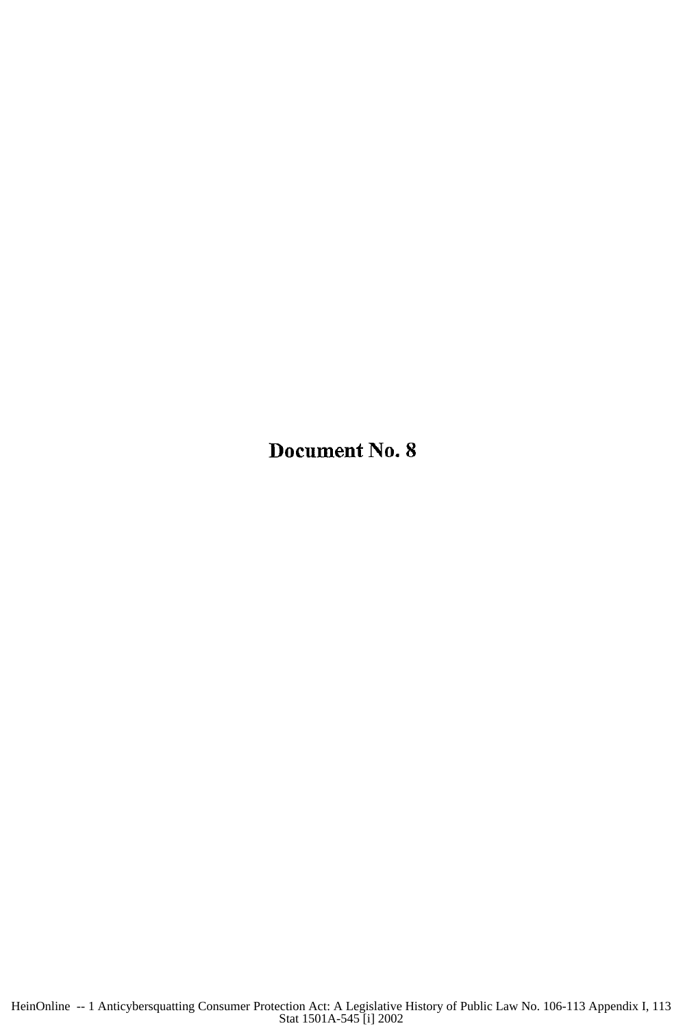# Document No. 8